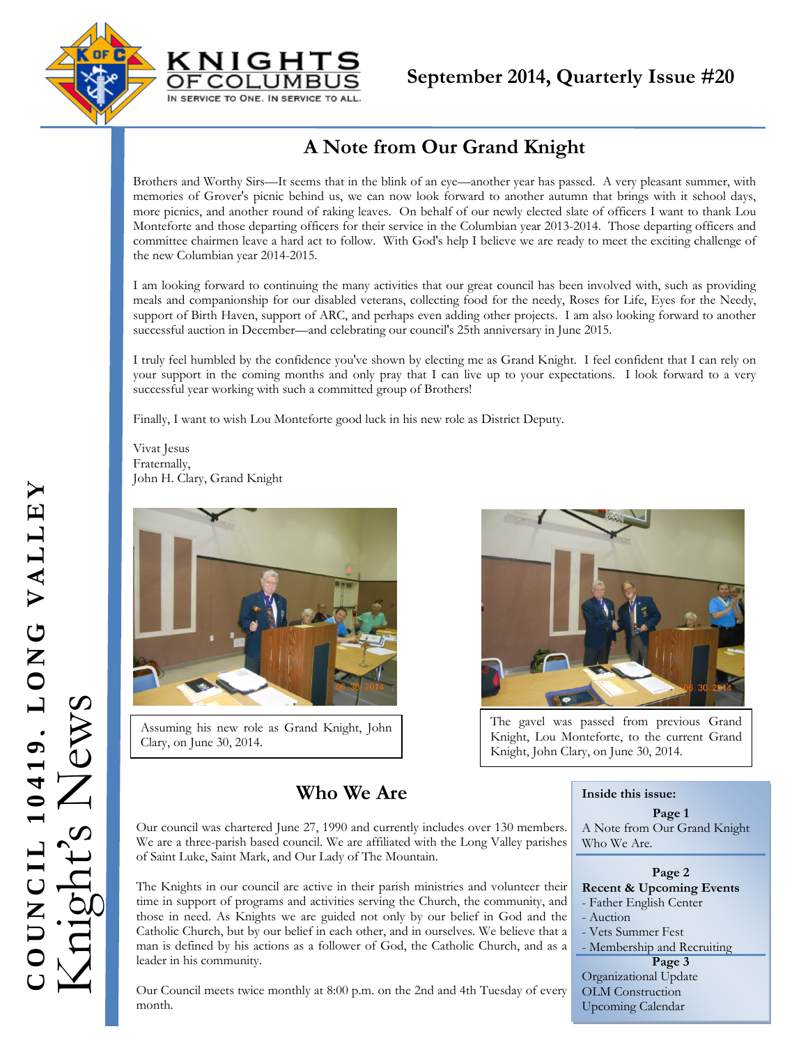# Knights of Columbus

IN SERVICE TO ONE. IN SERVICE TO ALL.

**September 2014, Quarterly Issue #20**

**COUNCIL 10419. LONG VALLEY**

**Knight's News**

## A Note from Our Grand Knight

Brothers and Worthy Sirs—It seems that in the blink of an eye—another year has passed. A very pleasant summer, with memories of Grover's picnic behind us, we can now look forward to another autumn that brings with it school days, more picnics, and another round of raking leaves. On behalf of our newly elected slate of officers I want to thank Lou Monteforte and those departing officers for their service in the Columbian year 2013-2014. Those departing officers and committee chairmen leave a hard act to follow. With God's help I believe we are ready to meet the exciting challenge of the new Columbian year 2014-2015.

I am looking forward to continuing the many activities that our great council has been involved with, such as providing meals and companionship for our disabled veterans, collecting food for the needy, Roses for Life, Eyes for the Needy, support of Birth Haven, support of ARC, and perhaps even adding other projects. I am also looking forward to another successful auction in December—and celebrating our council's 25th anniversary in June 2015.

I truly feel humbled by the confidence you've shown by electing me as Grand Knight. I feel confident that I can rely on your support in the coming months and only pray that I can live up to your expectations. I look forward to a very successful year working with such a committed group of Brothers!

Finally, I want to wish Lou Monteforte good luck in his new role as District Deputy.

Vivat Jesus
Fraternally,
John H. Clary, Grand Knight

Assuming his new role as Grand Knight, John Clary, on June 30, 2014.

The gavel was passed from previous Grand Knight, Lou Monteforte, to the current Grand Knight, John Clary, on June 30, 2014.

## Who We Are

Our council was chartered June 27, 1990 and currently includes over 130 members. We are a three-parish based council. We are affiliated with the Long Valley parishes of Saint Luke, Saint Mark, and Our Lady of The Mountain.

The Knights in our council are active in their parish ministries and volunteer their time in support of programs and activities serving the Church, the community, and those in need. As Knights we are guided not only by our belief in God and the Catholic Church, but by our belief in each other, and in ourselves. We believe that a man is defined by his actions as a follower of God, the Catholic Church, and as a leader in his community.

Our Council meets twice monthly at 8:00 p.m. on the 2nd and 4th Tuesday of every month.

**Inside this issue:**

**Page 1**
A Note from Our Grand Knight
Who We Are.

**Page 2**
**Recent & Upcoming Events**
- Father English Center
- Auction
- Vets Summer Fest
- Membership and Recruiting

**Page 3**
Organizational Update
OLM Construction
Upcoming Calendar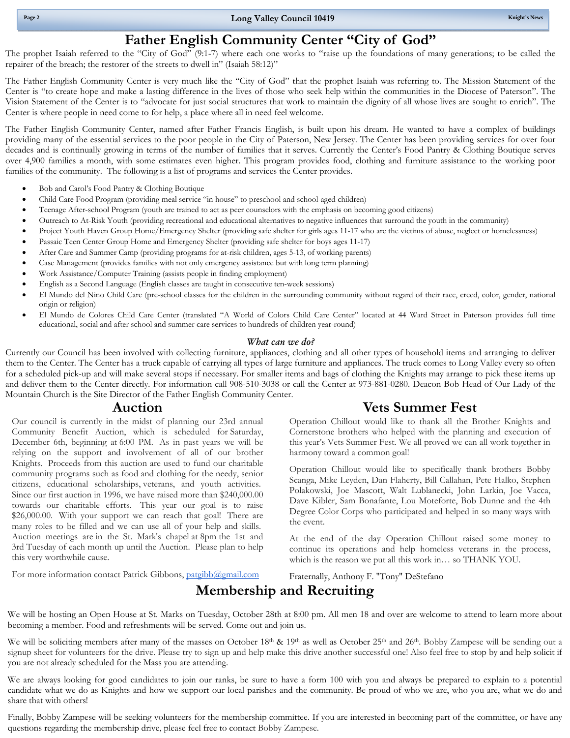# Father English Community Center "City of God"

The prophet Isaiah referred to the "City of God" (9:1-7) where each one works to "raise up the foundations of many generations; to be called the repairer of the breach; the restorer of the streets to dwell in" (Isaiah 58:12)"

The Father English Community Center is very much like the "City of God" that the prophet Isaiah was referring to. The Mission Statement of the Center is "to create hope and make a lasting difference in the lives of those who seek help within the communities in the Diocese of Paterson". The Vision Statement of the Center is to "advocate for just social structures that work to maintain the dignity of all whose lives are sought to enrich". The Center is where people in need come to for help, a place where all in need feel welcome.

The Father English Community Center, named after Father Francis English, is built upon his dream. He wanted to have a complex of buildings providing many of the essential services to the poor people in the City of Paterson, New Jersey. The Center has been providing services for over four decades and is continually growing in terms of the number of families that it serves. Currently the Center's Food Pantry & Clothing Boutique serves over 4,900 families a month, with some estimates even higher. This program provides food, clothing and furniture assistance to the working poor families of the community. The following is a list of programs and services the Center provides.

- Bob and Carol's Food Pantry & Clothing Boutique
- Child Care Food Program (providing meal service "in house" to preschool and school-aged children)
- Teenage After-school Program (youth are trained to act as peer counselors with the emphasis on becoming good citizens)
- Outreach to At-Risk Youth (providing recreational and educational alternatives to negative influences that surround the youth in the community)
- Project Youth Haven Group Home/Emergency Shelter (providing safe shelter for girls ages 11-17 who are the victims of abuse, neglect or homelessness)
- Passaic Teen Center Group Home and Emergency Shelter (providing safe shelter for boys ages 11-17)
- After Care and Summer Camp (providing programs for at-risk children, ages 5-13, of working parents)
- Case Management (provides families with not only emergency assistance but with long term planning)
- Work Assistance/Computer Training (assists people in finding employment)
- English as a Second Language (English classes are taught in consecutive ten-week sessions)
- El Mundo del Nino Child Care (pre-school classes for the children in the surrounding community without regard of their race, creed, color, gender, national origin or religion)
- El Mundo de Colores Child Care Center (translated "A World of Colors Child Care Center" located at 44 Ward Street in Paterson provides full time educational, social and after school and summer care services to hundreds of children year-round)

### *What can we do?*

Currently our Council has been involved with collecting furniture, appliances, clothing and all other types of household items and arranging to deliver them to the Center. The Center has a truck capable of carrying all types of large furniture and appliances. The truck comes to Long Valley every so often for a scheduled pick-up and will make several stops if necessary. For smaller items and bags of clothing the Knights may arrange to pick these items up and deliver them to the Center directly. For information call 908-510-3038 or call the Center at 973-881-0280. Deacon Bob Head of Our Lady of the Mountain Church is the Site Director of the Father English Community Center.

## Auction

Our council is currently in the midst of planning our 23rd annual Community Benefit Auction, which is scheduled for Saturday, December 6th, beginning at 6:00 PM. As in past years we will be relying on the support and involvement of all of our brother Knights. Proceeds from this auction are used to fund our charitable community programs such as food and clothing for the needy, senior citizens, educational scholarships, veterans, and youth activities. Since our first auction in 1996, we have raised more than $240,000.00 towards our charitable efforts. This year our goal is to raise $26,000.00. With your support we can reach that goal! There are many roles to be filled and we can use all of your help and skills. Auction meetings are in the St. Mark's chapel at 8pm the 1st and 3rd Tuesday of each month up until the Auction. Please plan to help this very worthwhile cause.

For more information contact Patrick Gibbons, patgibb@gmail.com

## Vets Summer Fest

Operation Chillout would like to thank all the Brother Knights and Cornerstone brothers who helped with the planning and execution of this year's Vets Summer Fest. We all proved we can all work together in harmony toward a common goal!

Operation Chillout would like to specifically thank brothers Bobby Scanga, Mike Leyden, Dan Flaherty, Bill Callahan, Pete Halko, Stephen Polakowski, Joe Mascott, Walt Lublanecki, John Larkin, Joe Vacca, Dave Kibler, Sam Bonafante, Lou Moteforte, Bob Dunne and the 4th Degree Color Corps who participated and helped in so many ways with the event.

At the end of the day Operation Chillout raised some money to continue its operations and help homeless veterans in the process, which is the reason we put all this work in… so THANK YOU.

Fraternally, Anthony F. "Tony" DeStefano

## Membership and Recruiting

We will be hosting an Open House at St. Marks on Tuesday, October 28th at 8:00 pm. All men 18 and over are welcome to attend to learn more about becoming a member. Food and refreshments will be served. Come out and join us.

We will be soliciting members after many of the masses on October 18th & 19th as well as October 25th and 26th. Bobby Zampese will be sending out a signup sheet for volunteers for the drive. Please try to sign up and help make this drive another successful one! Also feel free to stop by and help solicit if you are not already scheduled for the Mass you are attending.

We are always looking for good candidates to join our ranks, be sure to have a form 100 with you and always be prepared to explain to a potential candidate what we do as Knights and how we support our local parishes and the community. Be proud of who we are, who you are, what we do and share that with others!

Finally, Bobby Zampese will be seeking volunteers for the membership committee. If you are interested in becoming part of the committee, or have any questions regarding the membership drive, please feel free to contact Bobby Zampese.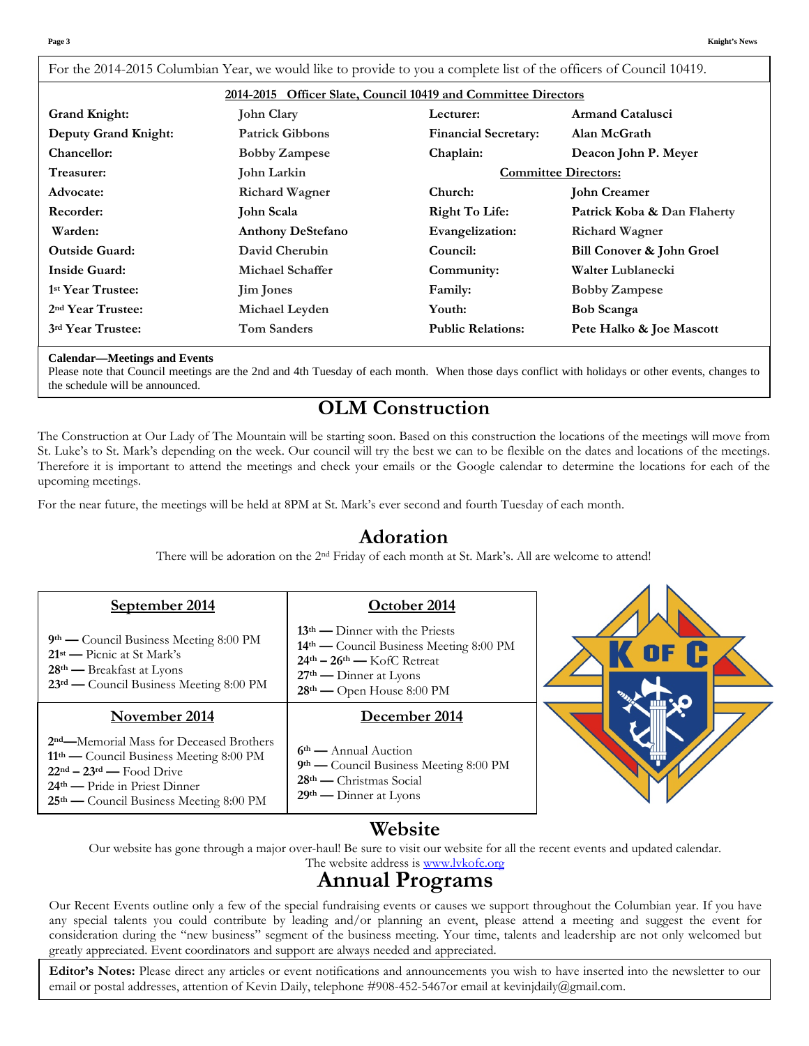For the 2014-2015 Columbian Year, we would like to provide to you a complete list of the officers of Council 10419.

**2014-2015 Officer Slate, Council 10419 and Committee Directors**

| | | | |
|---|---|---|---|
| **Grand Knight:** | John Clary | **Lecturer:** | Armand Catalusci |
| **Deputy Grand Knight:** | Patrick Gibbons | **Financial Secretary:** | Alan McGrath |
| **Chancellor:** | Bobby Zampese | **Chaplain:** | Deacon John P. Meyer |
| **Treasurer:** | John Larkin | **Committee Directors:** | |
| **Advocate:** | Richard Wagner | **Church:** | John Creamer |
| **Recorder:** | John Scala | **Right To Life:** | Patrick Koba & Dan Flaherty |
| **Warden:** | Anthony DeStefano | **Evangelization:** | Richard Wagner |
| **Outside Guard:** | David Cherubin | **Council:** | Bill Conover & John Groel |
| **Inside Guard:** | Michael Schaffer | **Community:** | Walter Lublanecki |
| **1st Year Trustee:** | Jim Jones | **Family:** | Bobby Zampese |
| **2nd Year Trustee:** | Michael Leyden | **Youth:** | Bob Scanga |
| **3rd Year Trustee:** | Tom Sanders | **Public Relations:** | Pete Halko & Joe Mascott |

**Calendar—Meetings and Events**

Please note that Council meetings are the 2nd and 4th Tuesday of each month. When those days conflict with holidays or other events, changes to the schedule will be announced.

# OLM Construction

The Construction at Our Lady of The Mountain will be starting soon. Based on this construction the locations of the meetings will move from St. Luke's to St. Mark's depending on the week. Our council will try the best we can to be flexible on the dates and locations of the meetings. Therefore it is important to attend the meetings and check your emails or the Google calendar to determine the locations for each of the upcoming meetings.

For the near future, the meetings will be held at 8PM at St. Mark's ever second and fourth Tuesday of each month.

# Adoration

There will be adoration on the 2nd Friday of each month at St. Mark's. All are welcome to attend!

**September 2014**

**9th —** Council Business Meeting 8:00 PM
**21st —** Picnic at St Mark's
**28th —** Breakfast at Lyons
**23rd —** Council Business Meeting 8:00 PM

**October 2014**

**13th —** Dinner with the Priests
**14th —** Council Business Meeting 8:00 PM
**24th – 26th —** KofC Retreat
**27th —** Dinner at Lyons
**28th —** Open House 8:00 PM

**November 2014**

**2nd—**Memorial Mass for Deceased Brothers
**11th —** Council Business Meeting 8:00 PM
**22nd – 23rd —** Food Drive
**24th —** Pride in Priest Dinner
**25th —** Council Business Meeting 8:00 PM

**December 2014**

**6th —** Annual Auction
**9th —** Council Business Meeting 8:00 PM
**28th —** Christmas Social
**29th —** Dinner at Lyons

# Website

Our website has gone through a major over-haul! Be sure to visit our website for all the recent events and updated calendar. The website address is www.lvkofc.org

# Annual Programs

Our Recent Events outline only a few of the special fundraising events or causes we support throughout the Columbian year. If you have any special talents you could contribute by leading and/or planning an event, please attend a meeting and suggest the event for consideration during the "new business" segment of the business meeting. Your time, talents and leadership are not only welcomed but greatly appreciated. Event coordinators and support are always needed and appreciated.

**Editor's Notes:** Please direct any articles or event notifications and announcements you wish to have inserted into the newsletter to our email or postal addresses, attention of Kevin Daily, telephone #908-452-5467or email at kevinjdaily@gmail.com.